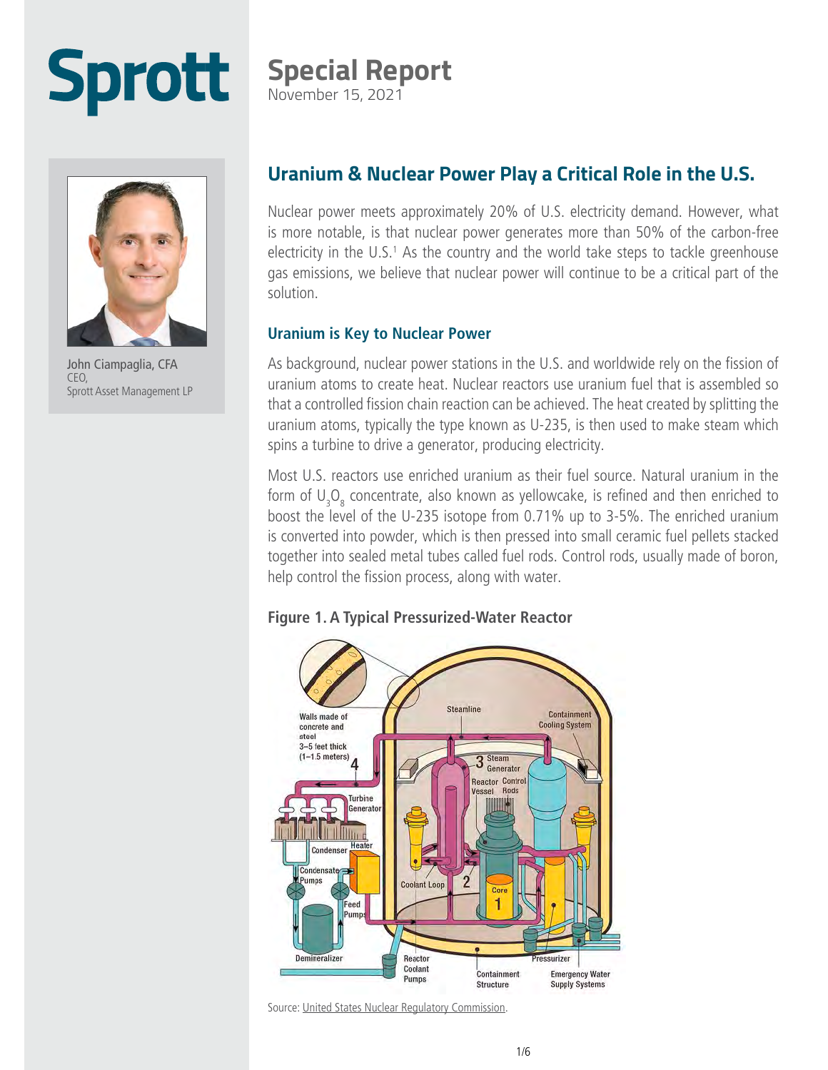# Sprott

## Special Report

November 15, 2021

John Ciampaglia, CFA
CEO,
Sprott Asset Management LP

## Uranium & Nuclear Power Play a Critical Role in the U.S.

Nuclear power meets approximately 20% of U.S. electricity demand. However, what is more notable, is that nuclear power generates more than 50% of the carbon-free electricity in the U.S.[1] As the country and the world take steps to tackle greenhouse gas emissions, we believe that nuclear power will continue to be a critical part of the solution.

### Uranium is Key to Nuclear Power

As background, nuclear power stations in the U.S. and worldwide rely on the fission of uranium atoms to create heat. Nuclear reactors use uranium fuel that is assembled so that a controlled fission chain reaction can be achieved. The heat created by splitting the uranium atoms, typically the type known as U-235, is then used to make steam which spins a turbine to drive a generator, producing electricity.

Most U.S. reactors use enriched uranium as their fuel source. Natural uranium in the form of $U_3O_8$ concentrate, also known as yellowcake, is refined and then enriched to boost the level of the U-235 isotope from 0.71% up to 3-5%. The enriched uranium is converted into powder, which is then pressed into small ceramic fuel pellets stacked together into sealed metal tubes called fuel rods. Control rods, usually made of boron, help control the fission process, along with water.

**Figure 1. A Typical Pressurized-Water Reactor**

Source: United States Nuclear Regulatory Commission.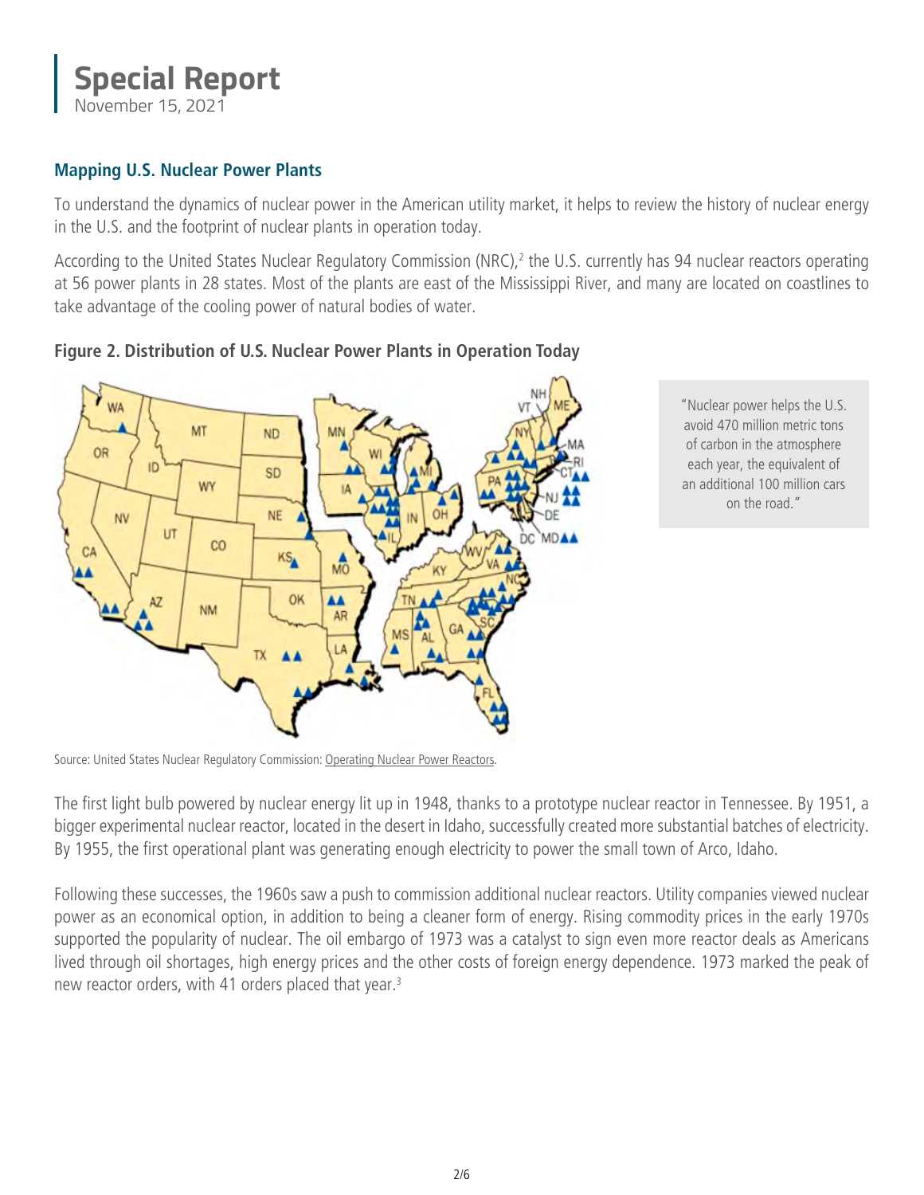## Mapping U.S. Nuclear Power Plants

To understand the dynamics of nuclear power in the American utility market, it helps to review the history of nuclear energy in the U.S. and the footprint of nuclear plants in operation today.

According to the United States Nuclear Regulatory Commission (NRC),[2] the U.S. currently has 94 nuclear reactors operating at 56 power plants in 28 states. Most of the plants are east of the Mississippi River, and many are located on coastlines to take advantage of the cooling power of natural bodies of water.

**Figure 2. Distribution of U.S. Nuclear Power Plants in Operation Today**

Source: United States Nuclear Regulatory Commission: Operating Nuclear Power Reactors.

> "Nuclear power helps the U.S. avoid 470 million metric tons of carbon in the atmosphere each year, the equivalent of an additional 100 million cars on the road."

The first light bulb powered by nuclear energy lit up in 1948, thanks to a prototype nuclear reactor in Tennessee. By 1951, a bigger experimental nuclear reactor, located in the desert in Idaho, successfully created more substantial batches of electricity. By 1955, the first operational plant was generating enough electricity to power the small town of Arco, Idaho.

Following these successes, the 1960s saw a push to commission additional nuclear reactors. Utility companies viewed nuclear power as an economical option, in addition to being a cleaner form of energy. Rising commodity prices in the early 1970s supported the popularity of nuclear. The oil embargo of 1973 was a catalyst to sign even more reactor deals as Americans lived through oil shortages, high energy prices and the other costs of foreign energy dependence. 1973 marked the peak of new reactor orders, with 41 orders placed that year.[3]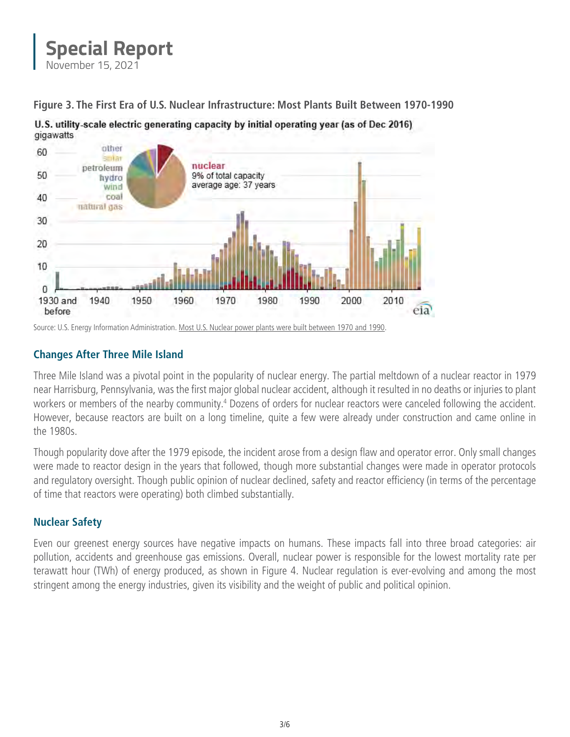**Figure 3. The First Era of U.S. Nuclear Infrastructure: Most Plants Built Between 1970-1990**

Source: U.S. Energy Information Administration. Most U.S. Nuclear power plants were built between 1970 and 1990.

## Changes After Three Mile Island

Three Mile Island was a pivotal point in the popularity of nuclear energy. The partial meltdown of a nuclear reactor in 1979 near Harrisburg, Pennsylvania, was the first major global nuclear accident, although it resulted in no deaths or injuries to plant workers or members of the nearby community.[4] Dozens of orders for nuclear reactors were canceled following the accident. However, because reactors are built on a long timeline, quite a few were already under construction and came online in the 1980s.

Though popularity dove after the 1979 episode, the incident arose from a design flaw and operator error. Only small changes were made to reactor design in the years that followed, though more substantial changes were made in operator protocols and regulatory oversight. Though public opinion of nuclear declined, safety and reactor efficiency (in terms of the percentage of time that reactors were operating) both climbed substantially.

## Nuclear Safety

Even our greenest energy sources have negative impacts on humans. These impacts fall into three broad categories: air pollution, accidents and greenhouse gas emissions. Overall, nuclear power is responsible for the lowest mortality rate per terawatt hour (TWh) of energy produced, as shown in Figure 4. Nuclear regulation is ever-evolving and among the most stringent among the energy industries, given its visibility and the weight of public and political opinion.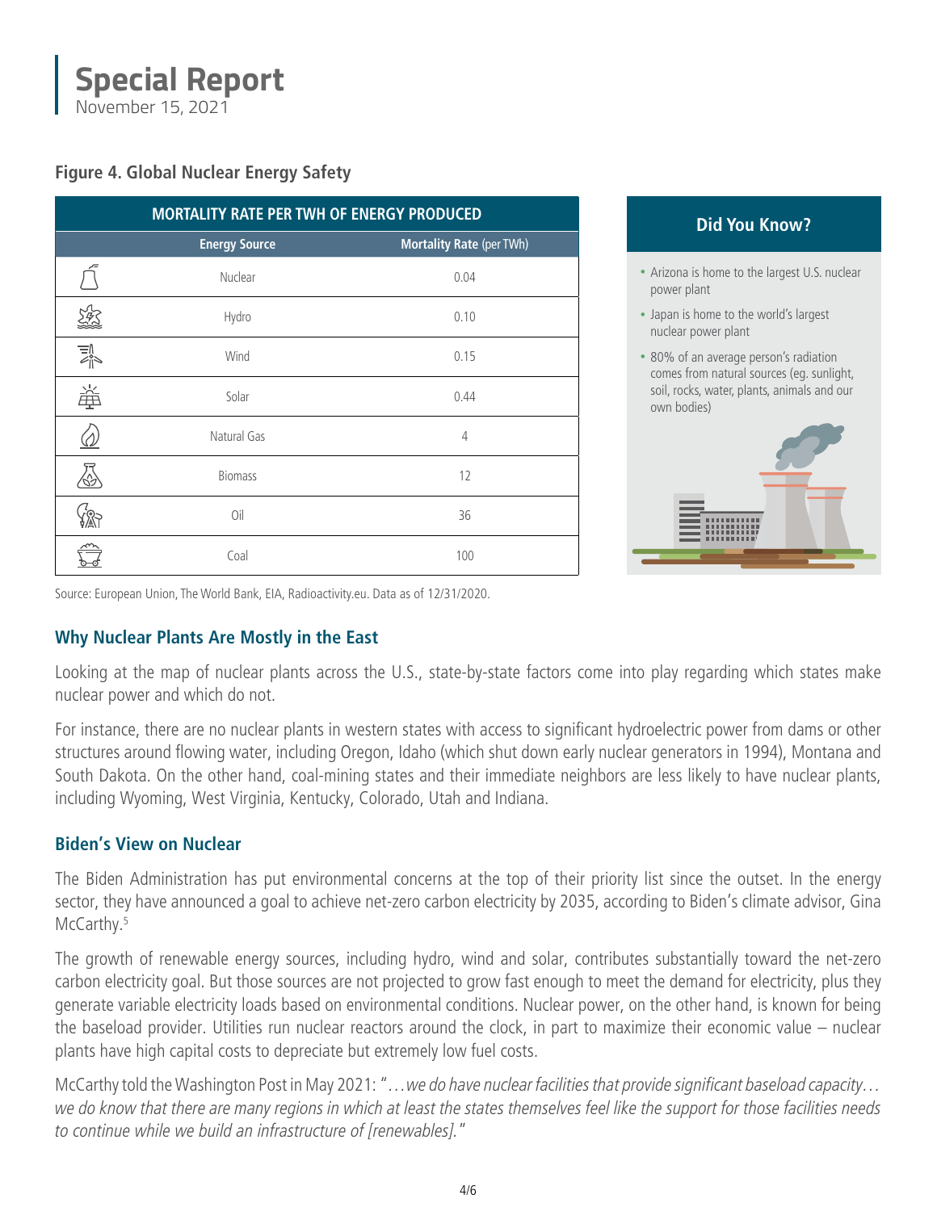## Figure 4. Global Nuclear Energy Safety

| MORTALITY RATE PER TWH OF ENERGY PRODUCED | |
|---|---|
| **Energy Source** | **Mortality Rate** (per TWh) |
| Nuclear | 0.04 |
| Hydro | 0.10 |
| Wind | 0.15 |
| Solar | 0.44 |
| Natural Gas | 4 |
| Biomass | 12 |
| Oil | 36 |
| Coal | 100 |

Source: European Union, The World Bank, EIA, Radioactivity.eu. Data as of 12/31/2020.

### Did You Know?

- Arizona is home to the largest U.S. nuclear power plant
- Japan is home to the world's largest nuclear power plant
- 80% of an average person's radiation comes from natural sources (eg. sunlight, soil, rocks, water, plants, animals and our own bodies)

### Why Nuclear Plants Are Mostly in the East

Looking at the map of nuclear plants across the U.S., state-by-state factors come into play regarding which states make nuclear power and which do not.

For instance, there are no nuclear plants in western states with access to significant hydroelectric power from dams or other structures around flowing water, including Oregon, Idaho (which shut down early nuclear generators in 1994), Montana and South Dakota. On the other hand, coal-mining states and their immediate neighbors are less likely to have nuclear plants, including Wyoming, West Virginia, Kentucky, Colorado, Utah and Indiana.

### Biden's View on Nuclear

The Biden Administration has put environmental concerns at the top of their priority list since the outset. In the energy sector, they have announced a goal to achieve net-zero carbon electricity by 2035, according to Biden's climate advisor, Gina McCarthy.[5]

The growth of renewable energy sources, including hydro, wind and solar, contributes substantially toward the net-zero carbon electricity goal. But those sources are not projected to grow fast enough to meet the demand for electricity, plus they generate variable electricity loads based on environmental conditions. Nuclear power, on the other hand, is known for being the baseload provider. Utilities run nuclear reactors around the clock, in part to maximize their economic value – nuclear plants have high capital costs to depreciate but extremely low fuel costs.

McCarthy told the Washington Post in May 2021: "*…we do have nuclear facilities that provide significant baseload capacity… we do know that there are many regions in which at least the states themselves feel like the support for those facilities needs to continue while we build an infrastructure of [renewables].*"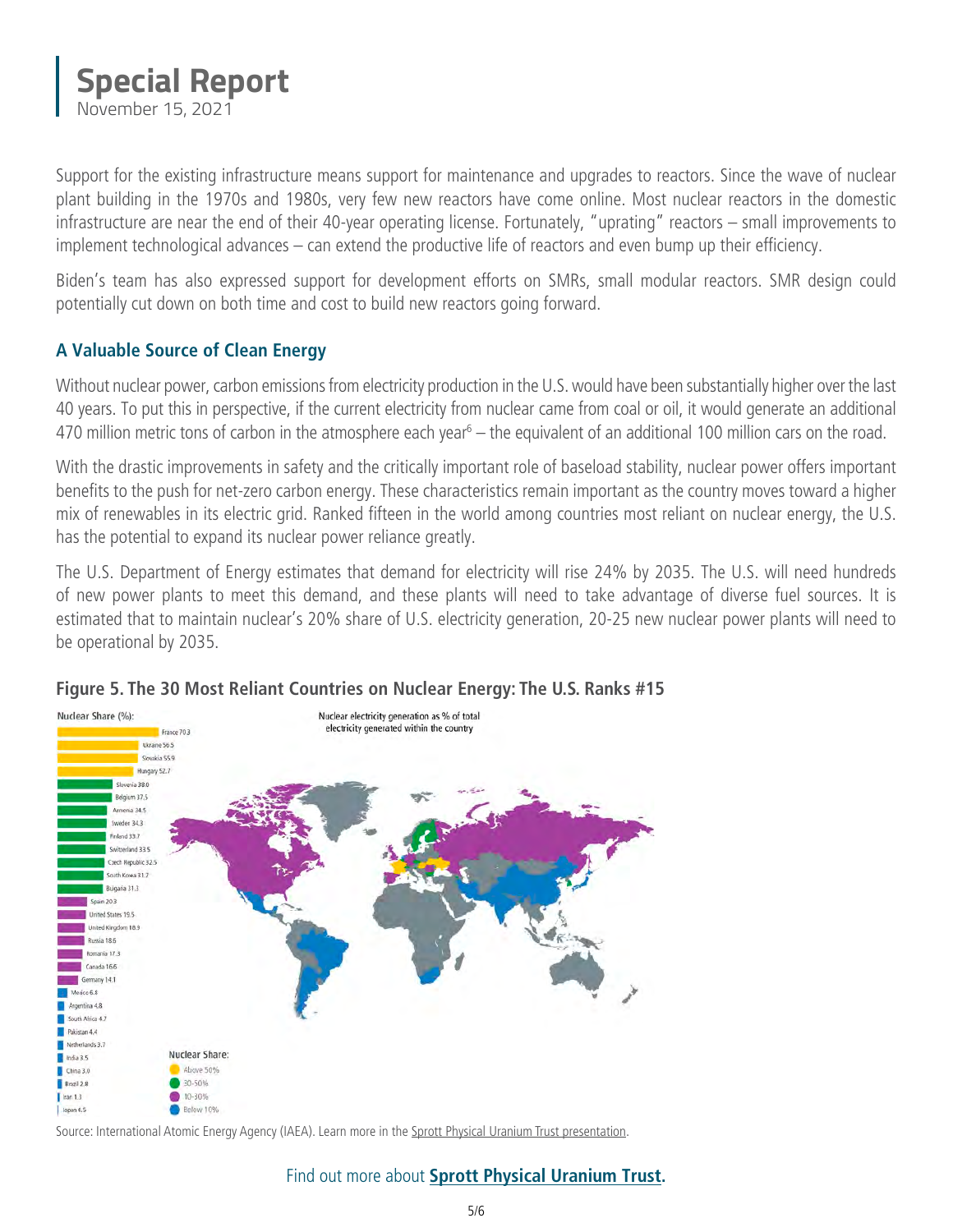Support for the existing infrastructure means support for maintenance and upgrades to reactors. Since the wave of nuclear plant building in the 1970s and 1980s, very few new reactors have come online. Most nuclear reactors in the domestic infrastructure are near the end of their 40-year operating license. Fortunately, "uprating" reactors – small improvements to implement technological advances – can extend the productive life of reactors and even bump up their efficiency.

Biden's team has also expressed support for development efforts on SMRs, small modular reactors. SMR design could potentially cut down on both time and cost to build new reactors going forward.

## A Valuable Source of Clean Energy

Without nuclear power, carbon emissions from electricity production in the U.S. would have been substantially higher over the last 40 years. To put this in perspective, if the current electricity from nuclear came from coal or oil, it would generate an additional 470 million metric tons of carbon in the atmosphere each year[6] – the equivalent of an additional 100 million cars on the road.

With the drastic improvements in safety and the critically important role of baseload stability, nuclear power offers important benefits to the push for net-zero carbon energy. These characteristics remain important as the country moves toward a higher mix of renewables in its electric grid. Ranked fifteen in the world among countries most reliant on nuclear energy, the U.S. has the potential to expand its nuclear power reliance greatly.

The U.S. Department of Energy estimates that demand for electricity will rise 24% by 2035. The U.S. will need hundreds of new power plants to meet this demand, and these plants will need to take advantage of diverse fuel sources. It is estimated that to maintain nuclear's 20% share of U.S. electricity generation, 20-25 new nuclear power plants will need to be operational by 2035.

**Figure 5. The 30 Most Reliant Countries on Nuclear Energy: The U.S. Ranks #15**

Nuclear electricity generation as % of total electricity generated within the country

| Country | Nuclear Share (%) |
|---|---|
| France | 70.3 |
| Ukraine | 56.5 |
| Slovakia | 55.9 |
| Hungary | 52.7 |
| Slovenia | 38.0 |
| Belgium | 37.5 |
| Armenia | 34.5 |
| Sweden | 34.3 |
| Finland | 33.7 |
| Switzerland | 33.5 |
| Czech Republic | 32.5 |
| South Korea | 31.7 |
| Bulgaria | 31.3 |
| Spain | 20.3 |
| United States | 19.5 |
| United Kingdom | 18.9 |
| Russia | 18.6 |
| Romania | 17.3 |
| Canada | 16.6 |
| Germany | 14.1 |
| Mexico | 6.8 |
| Argentina | 4.8 |
| South Africa | 4.7 |
| Pakistan | 4.4 |
| Netherlands | 3.7 |
| India | 3.5 |
| China | 3.0 |
| Brazil | 2.8 |
| Iran | 1.3 |
| Japan | 4.5 |

Nuclear Share: Above 50%; 30-50%; 10-30%; Below 10%

Source: International Atomic Energy Agency (IAEA). Learn more in the Sprott Physical Uranium Trust presentation.

Find out more about **Sprott Physical Uranium Trust.**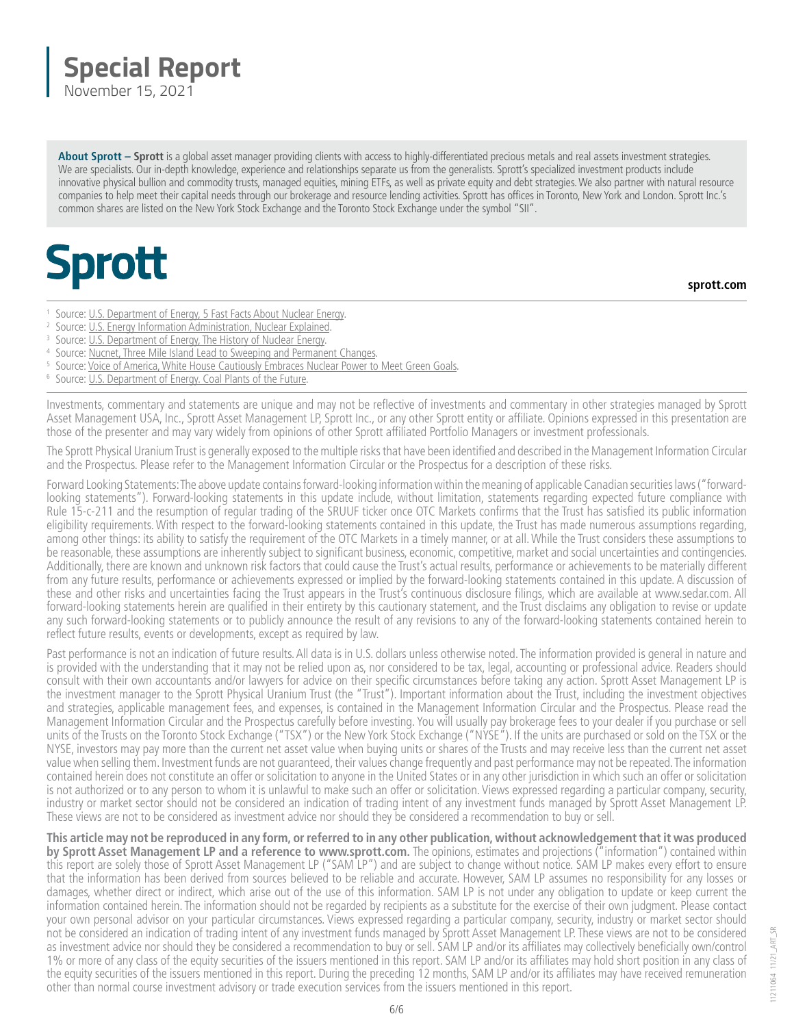# Special Report

November 15, 2021

**About Sprott – Sprott** is a global asset manager providing clients with access to highly-differentiated precious metals and real assets investment strategies. We are specialists. Our in-depth knowledge, experience and relationships separate us from the generalists. Sprott's specialized investment products include innovative physical bullion and commodity trusts, managed equities, mining ETFs, as well as private equity and debt strategies. We also partner with natural resource companies to help meet their capital needs through our brokerage and resource lending activities. Sprott has offices in Toronto, New York and London. Sprott Inc.'s common shares are listed on the New York Stock Exchange and the Toronto Stock Exchange under the symbol "SII".

**Sprott**

**sprott.com**

[1] Source: U.S. Department of Energy, 5 Fast Facts About Nuclear Energy.
[2] Source: U.S. Energy Information Administration, Nuclear Explained.
[3] Source: U.S. Department of Energy, The History of Nuclear Energy.
[4] Source: Nucnet, Three Mile Island Lead to Sweeping and Permanent Changes.
[5] Source: Voice of America, White House Cautiously Embraces Nuclear Power to Meet Green Goals.
[6] Source: U.S. Department of Energy. Coal Plants of the Future.

Investments, commentary and statements are unique and may not be reflective of investments and commentary in other strategies managed by Sprott Asset Management USA, Inc., Sprott Asset Management LP, Sprott Inc., or any other Sprott entity or affiliate. Opinions expressed in this presentation are those of the presenter and may vary widely from opinions of other Sprott affiliated Portfolio Managers or investment professionals.

The Sprott Physical Uranium Trust is generally exposed to the multiple risks that have been identified and described in the Management Information Circular and the Prospectus. Please refer to the Management Information Circular or the Prospectus for a description of these risks.

Forward Looking Statements: The above update contains forward-looking information within the meaning of applicable Canadian securities laws ("forward-looking statements"). Forward-looking statements in this update include, without limitation, statements regarding expected future compliance with Rule 15-c-211 and the resumption of regular trading of the SRUUF ticker once OTC Markets confirms that the Trust has satisfied its public information eligibility requirements. With respect to the forward-looking statements contained in this update, the Trust has made numerous assumptions regarding, among other things: its ability to satisfy the requirement of the OTC Markets in a timely manner, or at all. While the Trust considers these assumptions to be reasonable, these assumptions are inherently subject to significant business, economic, competitive, market and social uncertainties and contingencies. Additionally, there are known and unknown risk factors that could cause the Trust's actual results, performance or achievements to be materially different from any future results, performance or achievements expressed or implied by the forward-looking statements contained in this update. A discussion of these and other risks and uncertainties facing the Trust appears in the Trust's continuous disclosure filings, which are available at www.sedar.com. All forward-looking statements herein are qualified in their entirety by this cautionary statement, and the Trust disclaims any obligation to revise or update any such forward-looking statements or to publicly announce the result of any revisions to any of the forward-looking statements contained herein to reflect future results, events or developments, except as required by law.

Past performance is not an indication of future results. All data is in U.S. dollars unless otherwise noted. The information provided is general in nature and is provided with the understanding that it may not be relied upon as, nor considered to be tax, legal, accounting or professional advice. Readers should consult with their own accountants and/or lawyers for advice on their specific circumstances before taking any action. Sprott Asset Management LP is the investment manager to the Sprott Physical Uranium Trust (the "Trust"). Important information about the Trust, including the investment objectives and strategies, applicable management fees, and expenses, is contained in the Management Information Circular and the Prospectus. Please read the Management Information Circular and the Prospectus carefully before investing. You will usually pay brokerage fees to your dealer if you purchase or sell units of the Trusts on the Toronto Stock Exchange ("TSX") or the New York Stock Exchange ("NYSE"). If the units are purchased or sold on the TSX or the NYSE, investors may pay more than the current net asset value when buying units or shares of the Trusts and may receive less than the current net asset value when selling them. Investment funds are not guaranteed, their values change frequently and past performance may not be repeated. The information contained herein does not constitute an offer or solicitation to anyone in the United States or in any other jurisdiction in which such an offer or solicitation is not authorized or to any person to whom it is unlawful to make such an offer or solicitation. Views expressed regarding a particular company, security, industry or market sector should not be considered an indication of trading intent of any investment funds managed by Sprott Asset Management LP. These views are not to be considered as investment advice nor should they be considered a recommendation to buy or sell.

**This article may not be reproduced in any form, or referred to in any other publication, without acknowledgement that it was produced by Sprott Asset Management LP and a reference to www.sprott.com.** The opinions, estimates and projections ("information") contained within this report are solely those of Sprott Asset Management LP ("SAM LP") and are subject to change without notice. SAM LP makes every effort to ensure that the information has been derived from sources believed to be reliable and accurate. However, SAM LP assumes no responsibility for any losses or damages, whether direct or indirect, which arise out of the use of this information. SAM LP is not under any obligation to update or keep current the information contained herein. The information should not be regarded by recipients as a substitute for the exercise of their own judgment. Please contact your own personal advisor on your particular circumstances. Views expressed regarding a particular company, security, industry or market sector should not be considered an indication of trading intent of any investment funds managed by Sprott Asset Management LP. These views are not to be considered as investment advice nor should they be considered a recommendation to buy or sell. SAM LP and/or its affiliates may collectively beneficially own/control 1% or more of any class of the equity securities of the issuers mentioned in this report. SAM LP and/or its affiliates may hold short position in any class of the equity securities of the issuers mentioned in this report. During the preceding 12 months, SAM LP and/or its affiliates may have received remuneration other than normal course investment advisory or trade execution services from the issuers mentioned in this report.

11211064 11/21_ART_SR